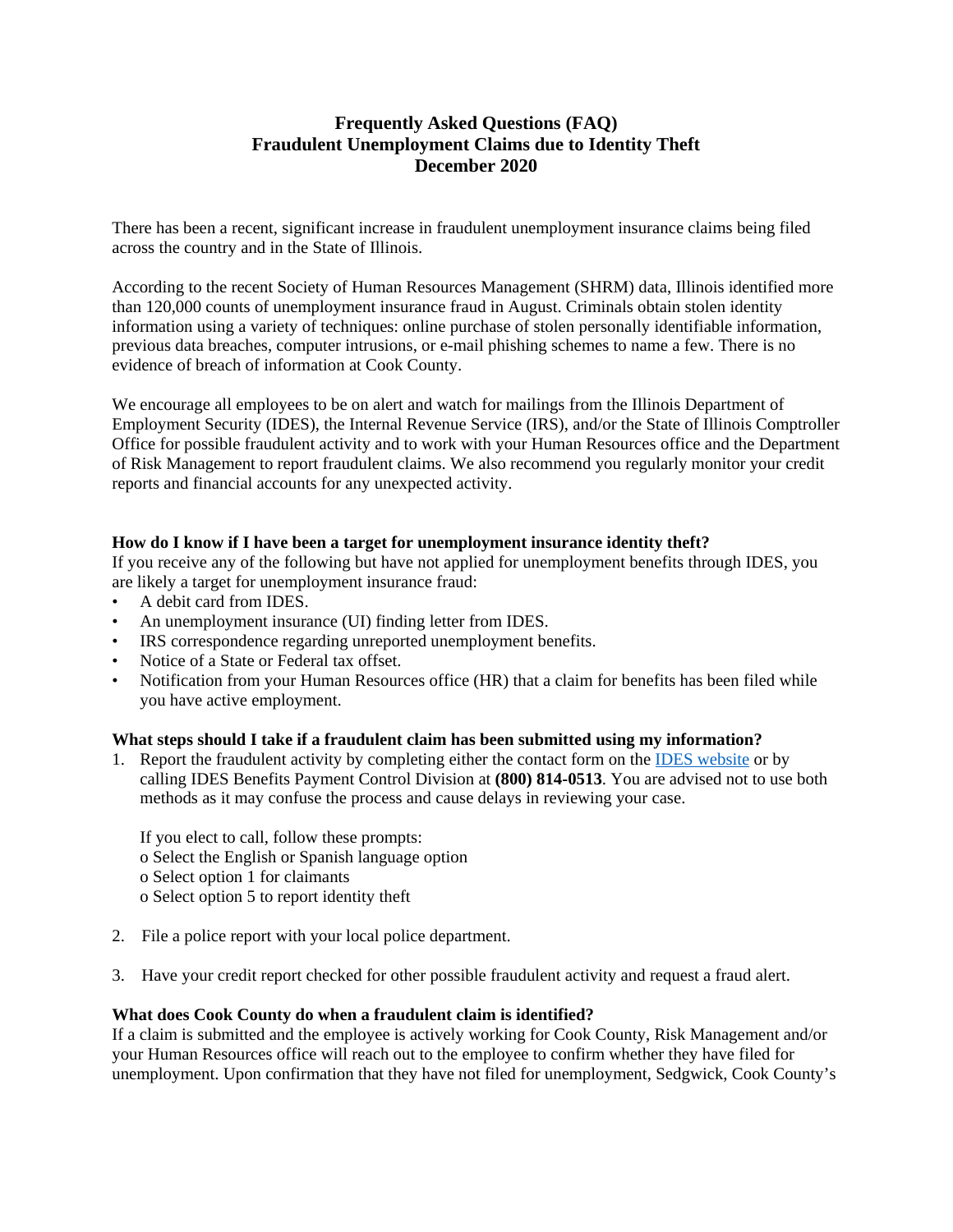# Frequently Asked Questions (FAQ)
# Fraudulent Unemployment Claims due to Identity Theft
# December 2020

There has been a recent, significant increase in fraudulent unemployment insurance claims being filed across the country and in the State of Illinois.

According to the recent Society of Human Resources Management (SHRM) data, Illinois identified more than 120,000 counts of unemployment insurance fraud in August. Criminals obtain stolen identity information using a variety of techniques: online purchase of stolen personally identifiable information, previous data breaches, computer intrusions, or e-mail phishing schemes to name a few. There is no evidence of breach of information at Cook County.

We encourage all employees to be on alert and watch for mailings from the Illinois Department of Employment Security (IDES), the Internal Revenue Service (IRS), and/or the State of Illinois Comptroller Office for possible fraudulent activity and to work with your Human Resources office and the Department of Risk Management to report fraudulent claims. We also recommend you regularly monitor your credit reports and financial accounts for any unexpected activity.

**How do I know if I have been a target for unemployment insurance identity theft?**

If you receive any of the following but have not applied for unemployment benefits through IDES, you are likely a target for unemployment insurance fraud:

- A debit card from IDES.
- An unemployment insurance (UI) finding letter from IDES.
- IRS correspondence regarding unreported unemployment benefits.
- Notice of a State or Federal tax offset.
- Notification from your Human Resources office (HR) that a claim for benefits has been filed while you have active employment.

**What steps should I take if a fraudulent claim has been submitted using my information?**

1. Report the fraudulent activity by completing either the contact form on the IDES website or by calling IDES Benefits Payment Control Division at **(800) 814-0513**. You are advised not to use both methods as it may confuse the process and cause delays in reviewing your case.

   If you elect to call, follow these prompts:
   - Select the English or Spanish language option
   - Select option 1 for claimants
   - Select option 5 to report identity theft

2. File a police report with your local police department.

3. Have your credit report checked for other possible fraudulent activity and request a fraud alert.

**What does Cook County do when a fraudulent claim is identified?**

If a claim is submitted and the employee is actively working for Cook County, Risk Management and/or your Human Resources office will reach out to the employee to confirm whether they have filed for unemployment. Upon confirmation that they have not filed for unemployment, Sedgwick, Cook County's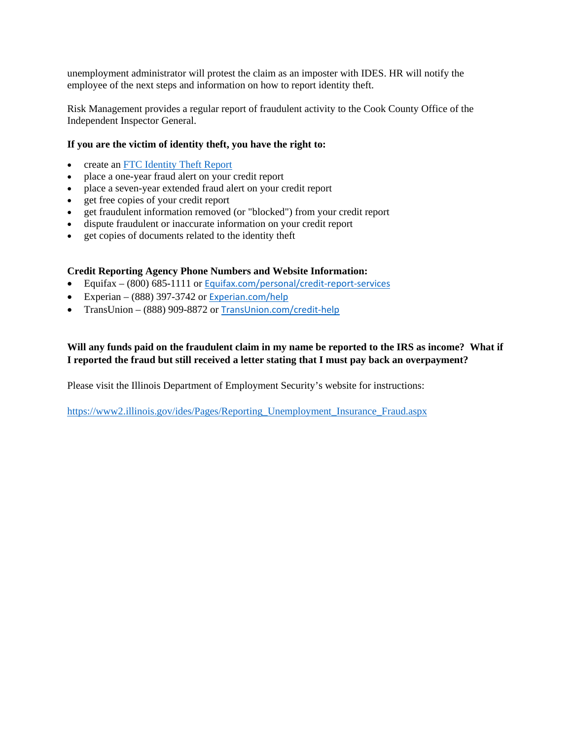unemployment administrator will protest the claim as an imposter with IDES. HR will notify the employee of the next steps and information on how to report identity theft.

Risk Management provides a regular report of fraudulent activity to the Cook County Office of the Independent Inspector General.

**If you are the victim of identity theft, you have the right to:**

- create an [FTC Identity Theft Report]
- place a one-year fraud alert on your credit report
- place a seven-year extended fraud alert on your credit report
- get free copies of your credit report
- get fraudulent information removed (or "blocked") from your credit report
- dispute fraudulent or inaccurate information on your credit report
- get copies of documents related to the identity theft

**Credit Reporting Agency Phone Numbers and Website Information:**

- Equifax – (800) 685-1111 or Equifax.com/personal/credit-report-services
- Experian – (888) 397-3742 or Experian.com/help
- TransUnion – (888) 909-8872 or TransUnion.com/credit-help

**Will any funds paid on the fraudulent claim in my name be reported to the IRS as income? What if I reported the fraud but still received a letter stating that I must pay back an overpayment?**

Please visit the Illinois Department of Employment Security's website for instructions:

https://www2.illinois.gov/ides/Pages/Reporting_Unemployment_Insurance_Fraud.aspx